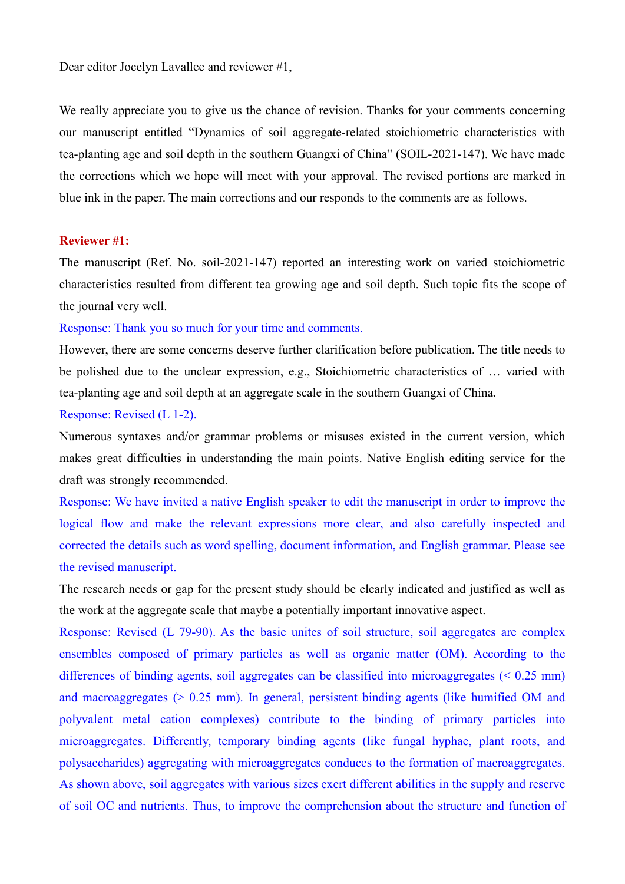Dear editor Jocelyn Lavallee and reviewer #1,

We really appreciate you to give us the chance of revision. Thanks for your comments concerning our manuscript entitled "Dynamics of soil aggregate-related stoichiometric characteristics with tea-planting age and soil depth in the southern Guangxi of China" (SOIL-2021-147). We have made the corrections which we hope will meet with your approval. The revised portions are marked in blue ink in the paper. The main corrections and our responds to the comments are as follows.

**Reviewer #1:**

The manuscript (Ref. No. soil-2021-147) reported an interesting work on varied stoichiometric characteristics resulted from different tea growing age and soil depth. Such topic fits the scope of the journal very well.

Response: Thank you so much for your time and comments.

However, there are some concerns deserve further clarification before publication. The title needs to be polished due to the unclear expression, e.g., Stoichiometric characteristics of … varied with tea-planting age and soil depth at an aggregate scale in the southern Guangxi of China.

Response: Revised (L 1-2).

Numerous syntaxes and/or grammar problems or misuses existed in the current version, which makes great difficulties in understanding the main points. Native English editing service for the draft was strongly recommended.

Response: We have invited a native English speaker to edit the manuscript in order to improve the logical flow and make the relevant expressions more clear, and also carefully inspected and corrected the details such as word spelling, document information, and English grammar. Please see the revised manuscript.

The research needs or gap for the present study should be clearly indicated and justified as well as the work at the aggregate scale that maybe a potentially important innovative aspect.

Response: Revised (L 79-90). As the basic unites of soil structure, soil aggregates are complex ensembles composed of primary particles as well as organic matter (OM). According to the differences of binding agents, soil aggregates can be classified into microaggregates (< 0.25 mm) and macroaggregates (> 0.25 mm). In general, persistent binding agents (like humified OM and polyvalent metal cation complexes) contribute to the binding of primary particles into microaggregates. Differently, temporary binding agents (like fungal hyphae, plant roots, and polysaccharides) aggregating with microaggregates conduces to the formation of macroaggregates. As shown above, soil aggregates with various sizes exert different abilities in the supply and reserve of soil OC and nutrients. Thus, to improve the comprehension about the structure and function of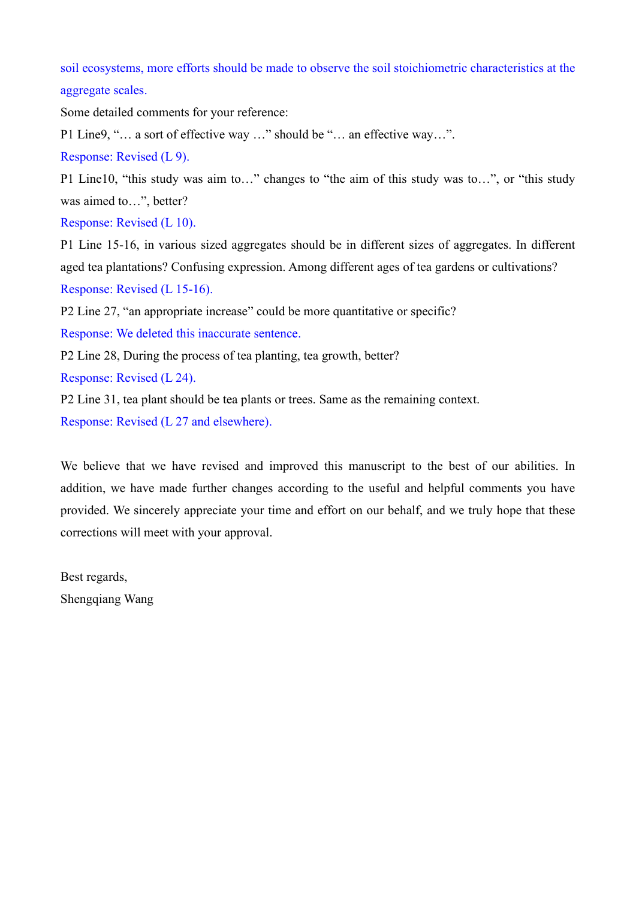soil ecosystems, more efforts should be made to observe the soil stoichiometric characteristics at the aggregate scales.

Some detailed comments for your reference:

P1 Line9, "… a sort of effective way …" should be "… an effective way…".

Response: Revised (L 9).

P1 Line10, "this study was aim to…" changes to "the aim of this study was to…", or "this study was aimed to…", better?

Response: Revised (L 10).

P1 Line 15-16, in various sized aggregates should be in different sizes of aggregates. In different aged tea plantations? Confusing expression. Among different ages of tea gardens or cultivations?

Response: Revised (L 15-16).

P2 Line 27, "an appropriate increase" could be more quantitative or specific?

Response: We deleted this inaccurate sentence.

P2 Line 28, During the process of tea planting, tea growth, better?

Response: Revised (L 24).

P2 Line 31, tea plant should be tea plants or trees. Same as the remaining context.

Response: Revised (L 27 and elsewhere).

We believe that we have revised and improved this manuscript to the best of our abilities. In addition, we have made further changes according to the useful and helpful comments you have provided. We sincerely appreciate your time and effort on our behalf, and we truly hope that these corrections will meet with your approval.

Best regards,
Shengqiang Wang